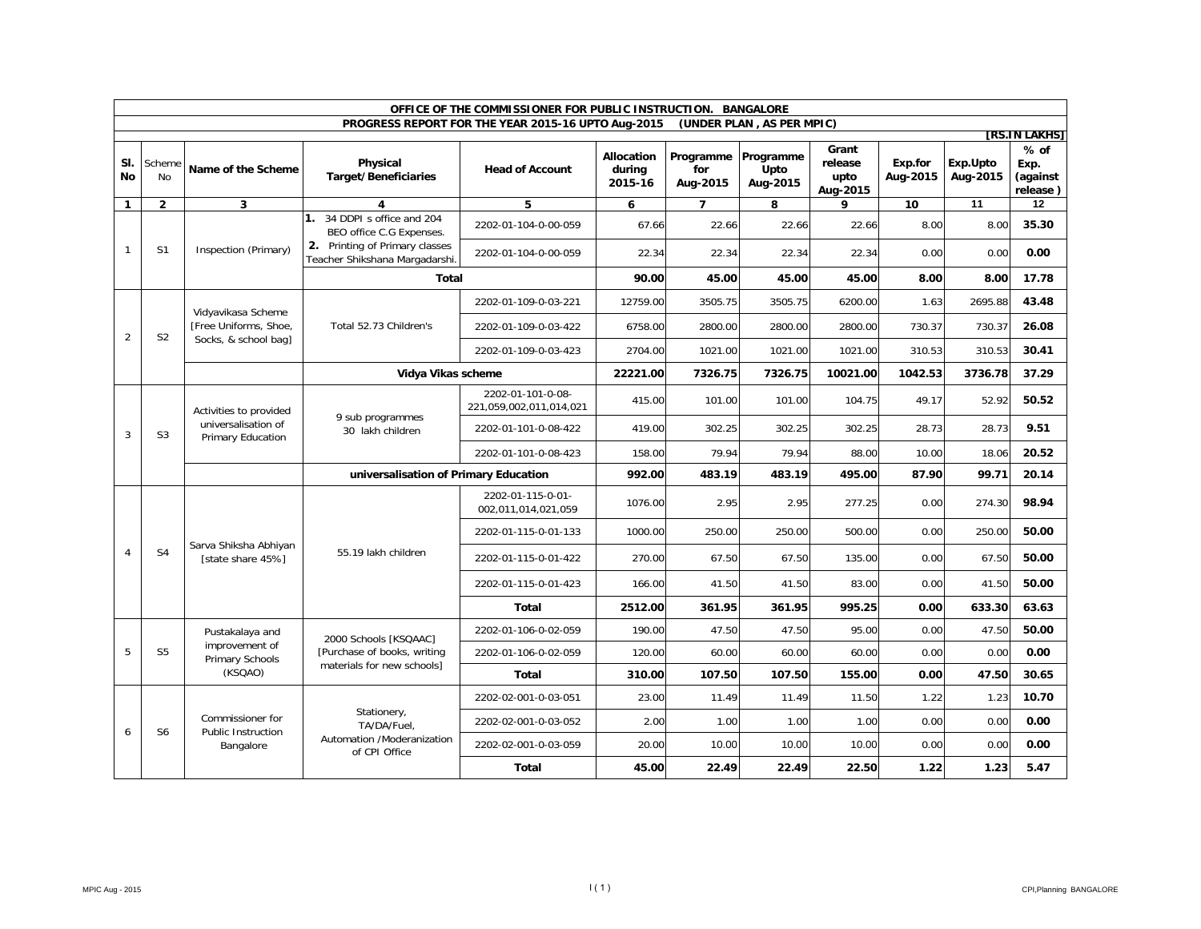## OFFICE OF THE COMMISSIONER FOR PUBLIC INSTRUCTION. BANGALORE

### PROGRESS REPORT FOR THE YEAR 2015-16 UPTO Aug-2015 (UNDER PLAN , AS PER MPIC)

[RS.IN LAKHS]

| Sl. No | Scheme No | Name of the Scheme | Physical Target/Beneficiaries | Head of Account | Allocation during 2015-16 | Programme for Aug-2015 | Programme Upto Aug-2015 | Grant release upto Aug-2015 | Exp.for Aug-2015 | Exp.Upto Aug-2015 | % of Exp. (against release ) |
|---|---|---|---|---|---|---|---|---|---|---|---|
| 1 | 2 | 3 | 4 | 5 | 6 | 7 | 8 | 9 | 10 | 11 | 12 |
| 1 | S1 | Inspection (Primary) | 1. 34 DDPI s office and 204 BEO office C.G Expenses. | 2202-01-104-0-00-059 | 67.66 | 22.66 | 22.66 | 22.66 | 8.00 | 8.00 | **35.30** |
| | | | 2. Printing of Primary classes Teacher Shikshana Margadarshi. | 2202-01-104-0-00-059 | 22.34 | 22.34 | 22.34 | 22.34 | 0.00 | 0.00 | **0.00** |
| | | | **Total** | | **90.00** | **45.00** | **45.00** | **45.00** | **8.00** | **8.00** | **17.78** |
| 2 | S2 | Vidyavikasa Scheme [Free Uniforms, Shoe, Socks, & school bag] | Total 52.73 Children's | 2202-01-109-0-03-221 | 12759.00 | 3505.75 | 3505.75 | 6200.00 | 1.63 | 2695.88 | **43.48** |
| | | | | 2202-01-109-0-03-422 | 6758.00 | 2800.00 | 2800.00 | 2800.00 | 730.37 | 730.37 | **26.08** |
| | | | | 2202-01-109-0-03-423 | 2704.00 | 1021.00 | 1021.00 | 1021.00 | 310.53 | 310.53 | **30.41** |
| | | | **Vidya Vikas scheme** | | **22221.00** | **7326.75** | **7326.75** | **10021.00** | **1042.53** | **3736.78** | **37.29** |
| 3 | S3 | Activities to provided universalisation of Primary Education | 9 sub programmes 30 lakh children | 2202-01-101-0-08-221,059,002,011,014,021 | 415.00 | 101.00 | 101.00 | 104.75 | 49.17 | 52.92 | **50.52** |
| | | | | 2202-01-101-0-08-422 | 419.00 | 302.25 | 302.25 | 302.25 | 28.73 | 28.73 | **9.51** |
| | | | | 2202-01-101-0-08-423 | 158.00 | 79.94 | 79.94 | 88.00 | 10.00 | 18.06 | **20.52** |
| | | | **universalisation of Primary Education** | | **992.00** | **483.19** | **483.19** | **495.00** | **87.90** | **99.71** | **20.14** |
| 4 | S4 | Sarva Shiksha Abhiyan [state share 45%] | 55.19 lakh children | 2202-01-115-0-01-002,011,014,021,059 | 1076.00 | 2.95 | 2.95 | 277.25 | 0.00 | 274.30 | **98.94** |
| | | | | 2202-01-115-0-01-133 | 1000.00 | 250.00 | 250.00 | 500.00 | 0.00 | 250.00 | **50.00** |
| | | | | 2202-01-115-0-01-422 | 270.00 | 67.50 | 67.50 | 135.00 | 0.00 | 67.50 | **50.00** |
| | | | | 2202-01-115-0-01-423 | 166.00 | 41.50 | 41.50 | 83.00 | 0.00 | 41.50 | **50.00** |
| | | | | **Total** | **2512.00** | **361.95** | **361.95** | **995.25** | **0.00** | **633.30** | **63.63** |
| 5 | S5 | Pustakalaya and improvement of Primary Schools (KSQAO) | 2000 Schools [KSQAAC] [Purchase of books, writing materials for new schools] | 2202-01-106-0-02-059 | 190.00 | 47.50 | 47.50 | 95.00 | 0.00 | 47.50 | **50.00** |
| | | | | 2202-01-106-0-02-059 | 120.00 | 60.00 | 60.00 | 60.00 | 0.00 | 0.00 | **0.00** |
| | | | | **Total** | **310.00** | **107.50** | **107.50** | **155.00** | **0.00** | **47.50** | **30.65** |
| 6 | S6 | Commissioner for Public Instruction Bangalore | Stationery, TA/DA/Fuel, Automation /Moderanization of CPI Office | 2202-02-001-0-03-051 | 23.00 | 11.49 | 11.49 | 11.50 | 1.22 | 1.23 | **10.70** |
| | | | | 2202-02-001-0-03-052 | 2.00 | 1.00 | 1.00 | 1.00 | 0.00 | 0.00 | **0.00** |
| | | | | 2202-02-001-0-03-059 | 20.00 | 10.00 | 10.00 | 10.00 | 0.00 | 0.00 | **0.00** |
| | | | | **Total** | **45.00** | **22.49** | **22.49** | **22.50** | **1.22** | **1.23** | **5.47** |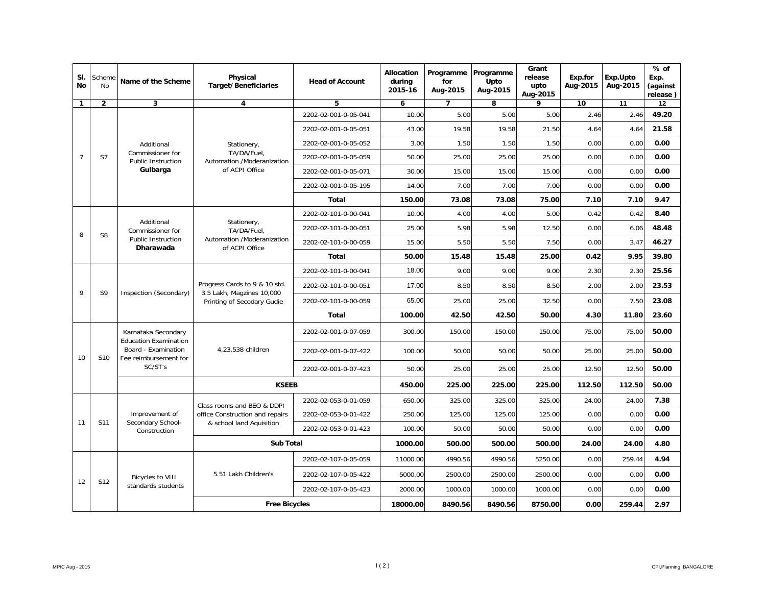| Sl. No | Scheme No | Name of the Scheme | Physical Target/Beneficiaries | Head of Account | Allocation during 2015-16 | Programme for Aug-2015 | Programme Upto Aug-2015 | Grant release upto Aug-2015 | Exp.for Aug-2015 | Exp.Upto Aug-2015 | % of Exp. (against release ) |
|---|---|---|---|---|---|---|---|---|---|---|---|
| 1 | 2 | 3 | 4 | 5 | 6 | 7 | 8 | 9 | 10 | 11 | 12 |
| 7 | S7 | Additional Commissioner for Public Instruction **Gulbarga** | Stationery, TA/DA/Fuel, Automation /Moderanization of ACPI Office | 2202-02-001-0-05-041 | 10.00 | 5.00 | 5.00 | 5.00 | 2.46 | 2.46 | **49.20** |
| | | | | 2202-02-001-0-05-051 | 43.00 | 19.58 | 19.58 | 21.50 | 4.64 | 4.64 | **21.58** |
| | | | | 2202-02-001-0-05-052 | 3.00 | 1.50 | 1.50 | 1.50 | 0.00 | 0.00 | **0.00** |
| | | | | 2202-02-001-0-05-059 | 50.00 | 25.00 | 25.00 | 25.00 | 0.00 | 0.00 | **0.00** |
| | | | | 2202-02-001-0-05-071 | 30.00 | 15.00 | 15.00 | 15.00 | 0.00 | 0.00 | **0.00** |
| | | | | 2202-02-001-0-05-195 | 14.00 | 7.00 | 7.00 | 7.00 | 0.00 | 0.00 | **0.00** |
| | | | | **Total** | **150.00** | **73.08** | **73.08** | **75.00** | **7.10** | **7.10** | **9.47** |
| 8 | S8 | Additional Commissioner for Public Instruction **Dharawada** | Stationery, TA/DA/Fuel, Automation /Moderanization of ACPI Office | 2202-02-101-0-00-041 | 10.00 | 4.00 | 4.00 | 5.00 | 0.42 | 0.42 | **8.40** |
| | | | | 2202-02-101-0-00-051 | 25.00 | 5.98 | 5.98 | 12.50 | 0.00 | 6.06 | **48.48** |
| | | | | 2202-02-101-0-00-059 | 15.00 | 5.50 | 5.50 | 7.50 | 0.00 | 3.47 | **46.27** |
| | | | | **Total** | **50.00** | **15.48** | **15.48** | **25.00** | **0.42** | **9.95** | **39.80** |
| 9 | S9 | Inspection (Secondary) | Progress Cards to 9 & 10 std. 3.5 Lakh, Magzines 10,000 Printing of Secodary Gudie | 2202-02-101-0-00-041 | 18.00 | 9.00 | 9.00 | 9.00 | 2.30 | 2.30 | **25.56** |
| | | | | 2202-02-101-0-00-051 | 17.00 | 8.50 | 8.50 | 8.50 | 2.00 | 2.00 | **23.53** |
| | | | | 2202-02-101-0-00-059 | 65.00 | 25.00 | 25.00 | 32.50 | 0.00 | 7.50 | **23.08** |
| | | | | **Total** | **100.00** | **42.50** | **42.50** | **50.00** | **4.30** | **11.80** | **23.60** |
| 10 | S10 | Karnataka Secondary Education Examination Board - Examination Fee reimbursement for SC/ST's | 4,23,538 children | 2202-02-001-0-07-059 | 300.00 | 150.00 | 150.00 | 150.00 | 75.00 | 75.00 | **50.00** |
| | | | | 2202-02-001-0-07-422 | 100.00 | 50.00 | 50.00 | 50.00 | 25.00 | 25.00 | **50.00** |
| | | | | 2202-02-001-0-07-423 | 50.00 | 25.00 | 25.00 | 25.00 | 12.50 | 12.50 | **50.00** |
| | | | **KSEEB** | | **450.00** | **225.00** | **225.00** | **225.00** | **112.50** | **112.50** | **50.00** |
| 11 | S11 | Improvement of Secondary School-Construction | Class rooms and BEO & DDPI office Construction and repairs & school land Aquisition | 2202-02-053-0-01-059 | 650.00 | 325.00 | 325.00 | 325.00 | 24.00 | 24.00 | **7.38** |
| | | | | 2202-02-053-0-01-422 | 250.00 | 125.00 | 125.00 | 125.00 | 0.00 | 0.00 | **0.00** |
| | | | | 2202-02-053-0-01-423 | 100.00 | 50.00 | 50.00 | 50.00 | 0.00 | 0.00 | **0.00** |
| | | | **Sub Total** | | **1000.00** | **500.00** | **500.00** | **500.00** | **24.00** | **24.00** | **4.80** |
| 12 | S12 | Bicycles to VIII standards students | 5.51 Lakh Children's | 2202-02-107-0-05-059 | 11000.00 | 4990.56 | 4990.56 | 5250.00 | 0.00 | 259.44 | **4.94** |
| | | | | 2202-02-107-0-05-422 | 5000.00 | 2500.00 | 2500.00 | 2500.00 | 0.00 | 0.00 | **0.00** |
| | | | | 2202-02-107-0-05-423 | 2000.00 | 1000.00 | 1000.00 | 1000.00 | 0.00 | 0.00 | **0.00** |
| | | | **Free Bicycles** | | **18000.00** | **8490.56** | **8490.56** | **8750.00** | **0.00** | **259.44** | **2.97** |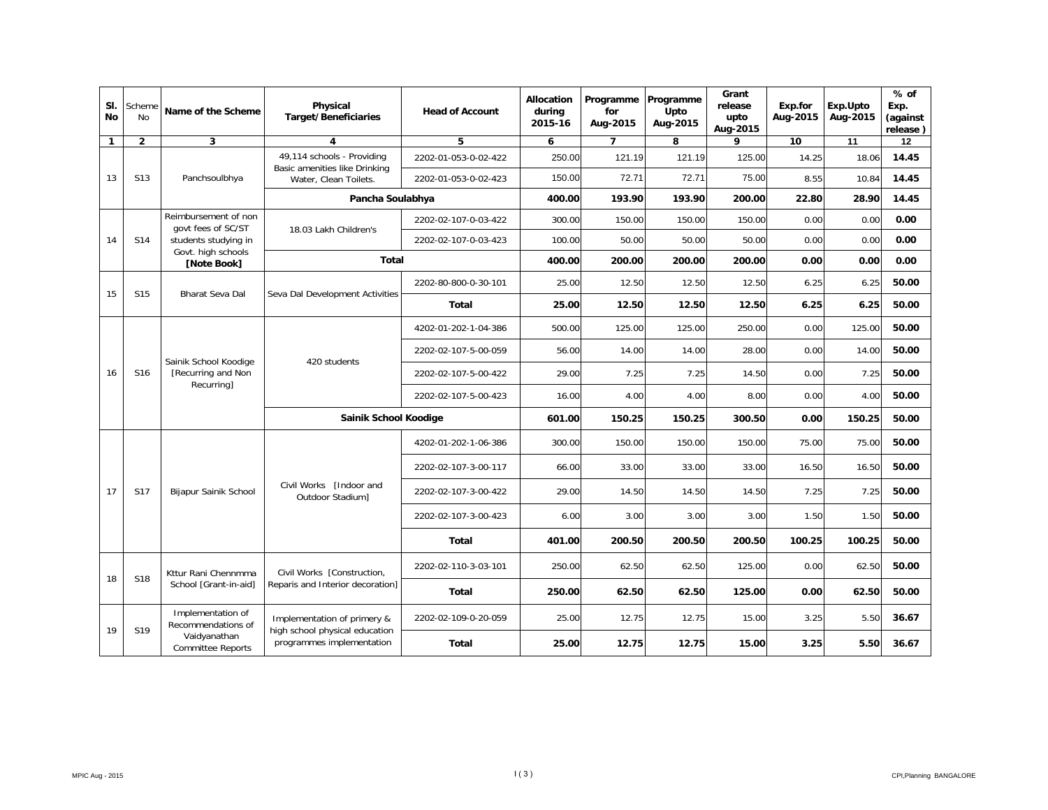| Sl. No | Scheme No | Name of the Scheme | Physical Target/Beneficiaries | Head of Account | Allocation during 2015-16 | Programme for Aug-2015 | Programme Upto Aug-2015 | Grant release upto Aug-2015 | Exp.for Aug-2015 | Exp.Upto Aug-2015 | % of Exp. (against release ) |
|---|---|---|---|---|---|---|---|---|---|---|---|
| 1 | 2 | 3 | 4 | 5 | 6 | 7 | 8 | 9 | 10 | 11 | 12 |
| 13 | S13 | Panchsoulbhya | 49,114 schools - Providing Basic amenities like Drinking Water, Clean Toilets. | 2202-01-053-0-02-422 | 250.00 | 121.19 | 121.19 | 125.00 | 14.25 | 18.06 | **14.45** |
| | | | | 2202-01-053-0-02-423 | 150.00 | 72.71 | 72.71 | 75.00 | 8.55 | 10.84 | **14.45** |
| | | | **Pancha Soulabhya** | | **400.00** | **193.90** | **193.90** | **200.00** | **22.80** | **28.90** | **14.45** |
| 14 | S14 | Reimbursement of non govt fees of SC/ST students studying in Govt. high schools **[Note Book]** | 18.03 Lakh Children's | 2202-02-107-0-03-422 | 300.00 | 150.00 | 150.00 | 150.00 | 0.00 | 0.00 | **0.00** |
| | | | | 2202-02-107-0-03-423 | 100.00 | 50.00 | 50.00 | 50.00 | 0.00 | 0.00 | **0.00** |
| | | | **Total** | | **400.00** | **200.00** | **200.00** | **200.00** | **0.00** | **0.00** | **0.00** |
| 15 | S15 | Bharat Seva Dal | Seva Dal Development Activities | 2202-80-800-0-30-101 | 25.00 | 12.50 | 12.50 | 12.50 | 6.25 | 6.25 | **50.00** |
| | | | | **Total** | **25.00** | **12.50** | **12.50** | **12.50** | **6.25** | **6.25** | **50.00** |
| 16 | S16 | Sainik School Koodige [Recurring and Non Recurring] | 420 students | 4202-01-202-1-04-386 | 500.00 | 125.00 | 125.00 | 250.00 | 0.00 | 125.00 | **50.00** |
| | | | | 2202-02-107-5-00-059 | 56.00 | 14.00 | 14.00 | 28.00 | 0.00 | 14.00 | **50.00** |
| | | | | 2202-02-107-5-00-422 | 29.00 | 7.25 | 7.25 | 14.50 | 0.00 | 7.25 | **50.00** |
| | | | | 2202-02-107-5-00-423 | 16.00 | 4.00 | 4.00 | 8.00 | 0.00 | 4.00 | **50.00** |
| | | | **Sainik School Koodige** | | **601.00** | **150.25** | **150.25** | **300.50** | **0.00** | **150.25** | **50.00** |
| 17 | S17 | Bijapur Sainik School | Civil Works [Indoor and Outdoor Stadium] | 4202-01-202-1-06-386 | 300.00 | 150.00 | 150.00 | 150.00 | 75.00 | 75.00 | **50.00** |
| | | | | 2202-02-107-3-00-117 | 66.00 | 33.00 | 33.00 | 33.00 | 16.50 | 16.50 | **50.00** |
| | | | | 2202-02-107-3-00-422 | 29.00 | 14.50 | 14.50 | 14.50 | 7.25 | 7.25 | **50.00** |
| | | | | 2202-02-107-3-00-423 | 6.00 | 3.00 | 3.00 | 3.00 | 1.50 | 1.50 | **50.00** |
| | | | | **Total** | **401.00** | **200.50** | **200.50** | **200.50** | **100.25** | **100.25** | **50.00** |
| 18 | S18 | Kttur Rani Chennmma School [Grant-in-aid] | Civil Works [Construction, Reparis and Interior decoration] | 2202-02-110-3-03-101 | 250.00 | 62.50 | 62.50 | 125.00 | 0.00 | 62.50 | **50.00** |
| | | | | **Total** | **250.00** | **62.50** | **62.50** | **125.00** | **0.00** | **62.50** | **50.00** |
| 19 | S19 | Implementation of Recommendations of Vaidyanathan Committee Reports | Implementation of primery & high school physical education programmes implementation | 2202-02-109-0-20-059 | 25.00 | 12.75 | 12.75 | 15.00 | 3.25 | 5.50 | **36.67** |
| | | | | **Total** | **25.00** | **12.75** | **12.75** | **15.00** | **3.25** | **5.50** | **36.67** |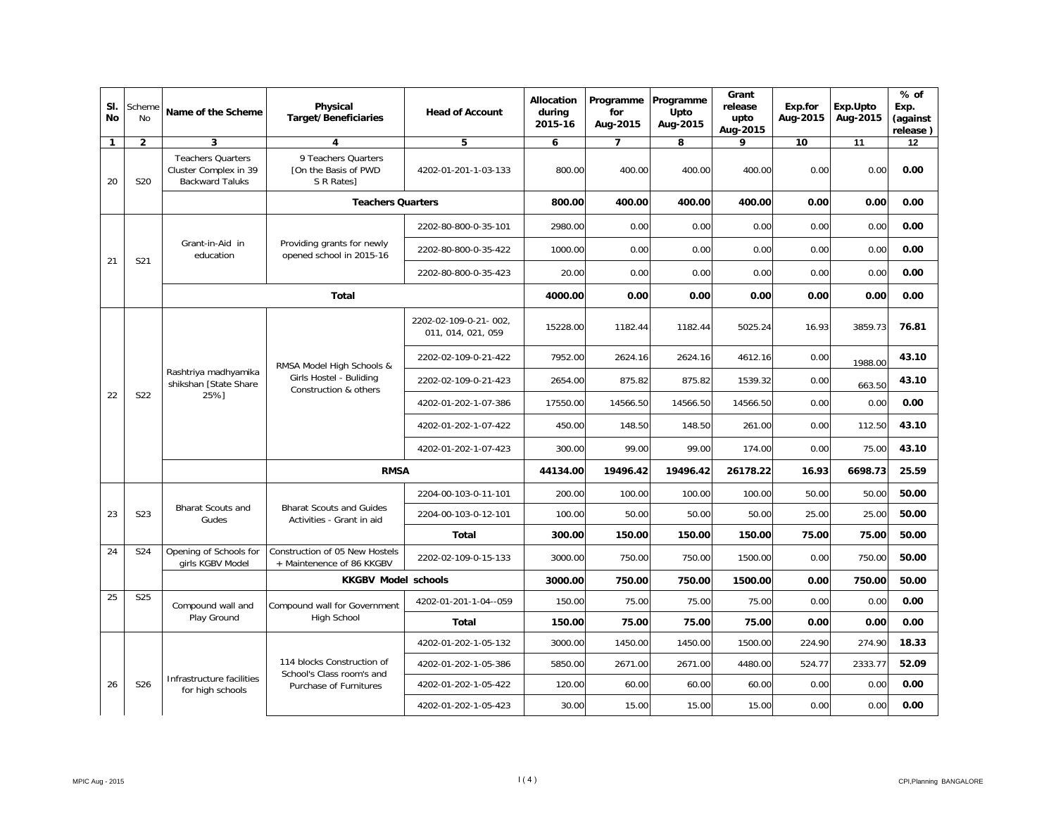| Sl. No | Scheme No | Name of the Scheme | Physical Target/Beneficiaries | Head of Account | Allocation during 2015-16 | Programme for Aug-2015 | Programme Upto Aug-2015 | Grant release upto Aug-2015 | Exp.for Aug-2015 | Exp.Upto Aug-2015 | % of Exp. (against release ) |
|---|---|---|---|---|---|---|---|---|---|---|---|
| 1 | 2 | 3 | 4 | 5 | 6 | 7 | 8 | 9 | 10 | 11 | 12 |
| 20 | S20 | Teachers Quarters Cluster Complex in 39 Backward Taluks | 9 Teachers Quarters [On the Basis of PWD S R Rates] | 4202-01-201-1-03-133 | 800.00 | 400.00 | 400.00 | 400.00 | 0.00 | 0.00 | **0.00** |
| | | | **Teachers Quarters** | | **800.00** | **400.00** | **400.00** | **400.00** | **0.00** | **0.00** | **0.00** |
| 21 | S21 | Grant-in-Aid in education | Providing grants for newly opened school in 2015-16 | 2202-80-800-0-35-101 | 2980.00 | 0.00 | 0.00 | 0.00 | 0.00 | 0.00 | **0.00** |
| | | | | 2202-80-800-0-35-422 | 1000.00 | 0.00 | 0.00 | 0.00 | 0.00 | 0.00 | **0.00** |
| | | | | 2202-80-800-0-35-423 | 20.00 | 0.00 | 0.00 | 0.00 | 0.00 | 0.00 | **0.00** |
| | | | **Total** | | **4000.00** | **0.00** | **0.00** | **0.00** | **0.00** | **0.00** | **0.00** |
| 22 | S22 | Rashtriya madhyamika shikshan [State Share 25%] | RMSA Model High Schools & Girls Hostel - Buliding Construction & others | 2202-02-109-0-21- 002, 011, 014, 021, 059 | 15228.00 | 1182.44 | 1182.44 | 5025.24 | 16.93 | 3859.73 | **76.81** |
| | | | | 2202-02-109-0-21-422 | 7952.00 | 2624.16 | 2624.16 | 4612.16 | 0.00 | 1988.00 | **43.10** |
| | | | | 2202-02-109-0-21-423 | 2654.00 | 875.82 | 875.82 | 1539.32 | 0.00 | 663.50 | **43.10** |
| | | | | 4202-01-202-1-07-386 | 17550.00 | 14566.50 | 14566.50 | 14566.50 | 0.00 | 0.00 | **0.00** |
| | | | | 4202-01-202-1-07-422 | 450.00 | 148.50 | 148.50 | 261.00 | 0.00 | 112.50 | **43.10** |
| | | | | 4202-01-202-1-07-423 | 300.00 | 99.00 | 99.00 | 174.00 | 0.00 | 75.00 | **43.10** |
| | | | **RMSA** | | **44134.00** | **19496.42** | **19496.42** | **26178.22** | **16.93** | **6698.73** | **25.59** |
| 23 | S23 | Bharat Scouts and Gudes | Bharat Scouts and Guides Activities - Grant in aid | 2204-00-103-0-11-101 | 200.00 | 100.00 | 100.00 | 100.00 | 50.00 | 50.00 | **50.00** |
| | | | | 2204-00-103-0-12-101 | 100.00 | 50.00 | 50.00 | 50.00 | 25.00 | 25.00 | **50.00** |
| | | | | **Total** | **300.00** | **150.00** | **150.00** | **150.00** | **75.00** | **75.00** | **50.00** |
| 24 | S24 | Opening of Schools for girls KGBV Model | Construction of 05 New Hostels + Maintenence of 86 KKGBV | 2202-02-109-0-15-133 | 3000.00 | 750.00 | 750.00 | 1500.00 | 0.00 | 750.00 | **50.00** |
| | | | **KKGBV Model schools** | | **3000.00** | **750.00** | **750.00** | **1500.00** | **0.00** | **750.00** | **50.00** |
| 25 | S25 | Compound wall and Play Ground | Compound wall for Government High School | 4202-01-201-1-04--059 | 150.00 | 75.00 | 75.00 | 75.00 | 0.00 | 0.00 | **0.00** |
| | | | | **Total** | **150.00** | **75.00** | **75.00** | **75.00** | **0.00** | **0.00** | **0.00** |
| 26 | S26 | Infrastructure facilities for high schools | 114 blocks Construction of School's Class room's and Purchase of Furnitures | 4202-01-202-1-05-132 | 3000.00 | 1450.00 | 1450.00 | 1500.00 | 224.90 | 274.90 | **18.33** |
| | | | | 4202-01-202-1-05-386 | 5850.00 | 2671.00 | 2671.00 | 4480.00 | 524.77 | 2333.77 | **52.09** |
| | | | | 4202-01-202-1-05-422 | 120.00 | 60.00 | 60.00 | 60.00 | 0.00 | 0.00 | **0.00** |
| | | | | 4202-01-202-1-05-423 | 30.00 | 15.00 | 15.00 | 15.00 | 0.00 | 0.00 | **0.00** |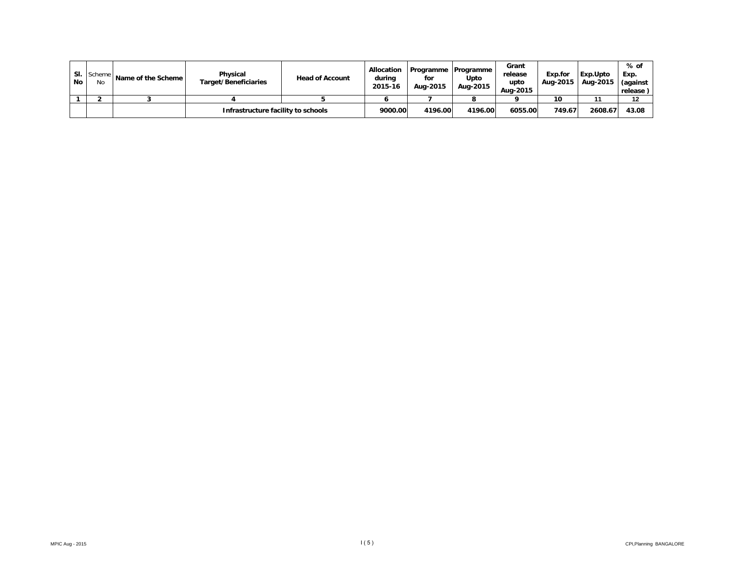| Sl. No | Scheme No | Name of the Scheme | Physical Target/Beneficiaries | Head of Account | Allocation during 2015-16 | Programme for Aug-2015 | Programme Upto Aug-2015 | Grant release upto Aug-2015 | Exp.for Aug-2015 | Exp.Upto Aug-2015 | % of Exp. (against release ) |
|---|---|---|---|---|---|---|---|---|---|---|---|
| 1 | 2 | 3 | 4 | 5 | 6 | 7 | 8 | 9 | 10 | 11 | 12 |
| | | | Infrastructure facility to schools | | 9000.00 | 4196.00 | 4196.00 | 6055.00 | 749.67 | 2608.67 | 43.08 |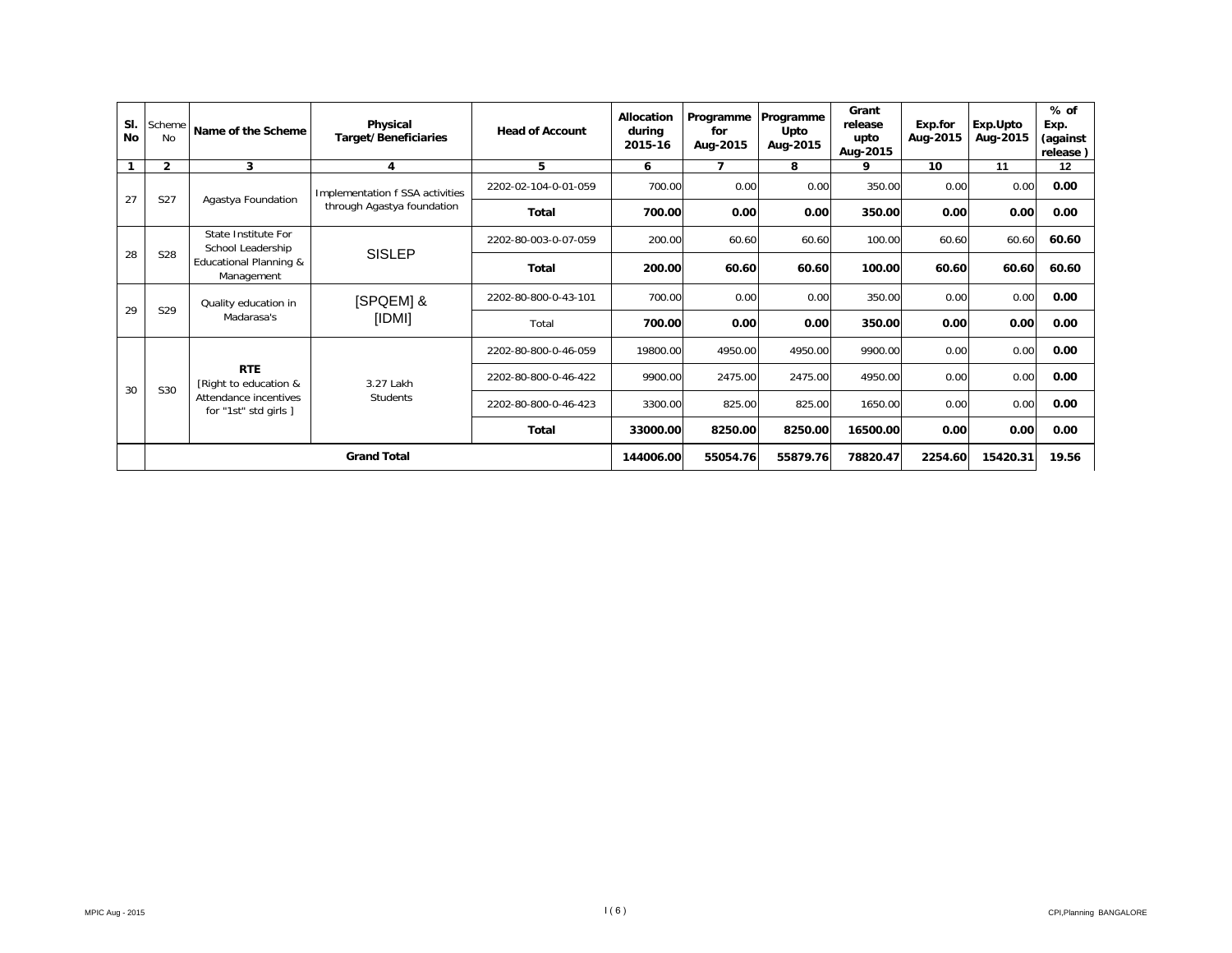| Sl. No | Scheme No | Name of the Scheme | Physical Target/Beneficiaries | Head of Account | Allocation during 2015-16 | Programme for Aug-2015 | Programme Upto Aug-2015 | Grant release upto Aug-2015 | Exp.for Aug-2015 | Exp.Upto Aug-2015 | % of Exp. (against release ) |
|---|---|---|---|---|---|---|---|---|---|---|---|
| 1 | 2 | 3 | 4 | 5 | 6 | 7 | 8 | 9 | 10 | 11 | 12 |
| 27 | S27 | Agastya Foundation | Implementation f SSA activities through Agastya foundation | 2202-02-104-0-01-059 | 700.00 | 0.00 | 0.00 | 350.00 | 0.00 | 0.00 | **0.00** |
| | | | | **Total** | **700.00** | **0.00** | **0.00** | **350.00** | **0.00** | **0.00** | **0.00** |
| 28 | S28 | State Institute For School Leadership Educational Planning & Management | SISLEP | 2202-80-003-0-07-059 | 200.00 | 60.60 | 60.60 | 100.00 | 60.60 | 60.60 | **60.60** |
| | | | | **Total** | **200.00** | **60.60** | **60.60** | **100.00** | **60.60** | **60.60** | **60.60** |
| 29 | S29 | Quality education in Madarasa's | [SPQEM] & [IDMI] | 2202-80-800-0-43-101 | 700.00 | 0.00 | 0.00 | 350.00 | 0.00 | 0.00 | **0.00** |
| | | | | Total | **700.00** | **0.00** | **0.00** | **350.00** | **0.00** | **0.00** | **0.00** |
| 30 | S30 | **RTE** [Right to education & Attendance incentives for "1st" std girls ] | 3.27 Lakh Students | 2202-80-800-0-46-059 | 19800.00 | 4950.00 | 4950.00 | 9900.00 | 0.00 | 0.00 | **0.00** |
| | | | | 2202-80-800-0-46-422 | 9900.00 | 2475.00 | 2475.00 | 4950.00 | 0.00 | 0.00 | **0.00** |
| | | | | 2202-80-800-0-46-423 | 3300.00 | 825.00 | 825.00 | 1650.00 | 0.00 | 0.00 | **0.00** |
| | | | | **Total** | **33000.00** | **8250.00** | **8250.00** | **16500.00** | **0.00** | **0.00** | **0.00** |
| | | **Grand Total** | | | **144006.00** | **55054.76** | **55879.76** | **78820.47** | **2254.60** | **15420.31** | **19.56** |